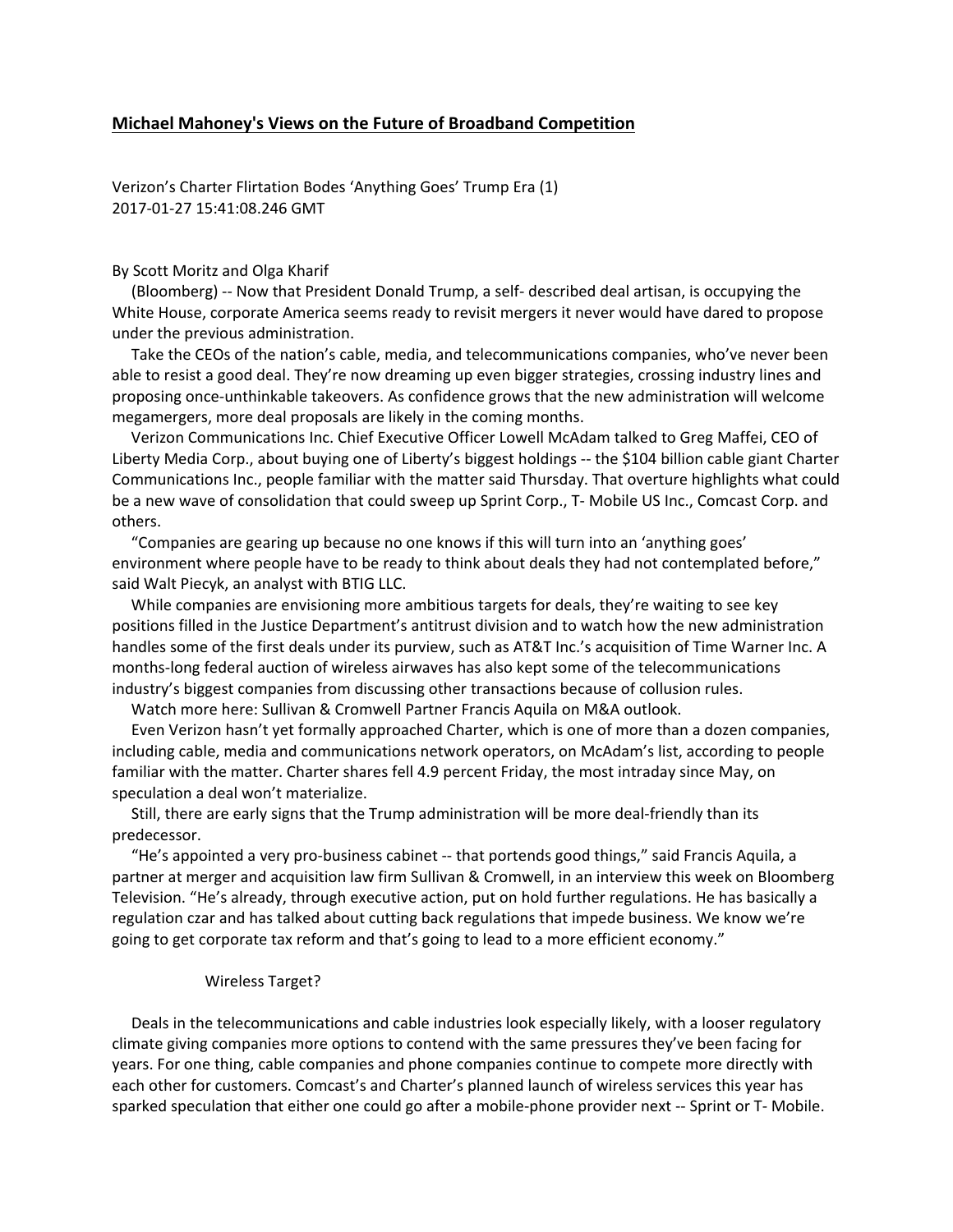## **Michael Mahoney's Views on the Future of Broadband Competition**

Verizon's Charter Flirtation Bodes 'Anything Goes' Trump Era (1)
2017-01-27 15:41:08.246 GMT

By Scott Moritz and Olga Kharif

(Bloomberg) -- Now that President Donald Trump, a self- described deal artisan, is occupying the White House, corporate America seems ready to revisit mergers it never would have dared to propose under the previous administration.

Take the CEOs of the nation's cable, media, and telecommunications companies, who've never been able to resist a good deal. They're now dreaming up even bigger strategies, crossing industry lines and proposing once-unthinkable takeovers. As confidence grows that the new administration will welcome megamergers, more deal proposals are likely in the coming months.

Verizon Communications Inc. Chief Executive Officer Lowell McAdam talked to Greg Maffei, CEO of Liberty Media Corp., about buying one of Liberty's biggest holdings -- the $104 billion cable giant Charter Communications Inc., people familiar with the matter said Thursday. That overture highlights what could be a new wave of consolidation that could sweep up Sprint Corp., T- Mobile US Inc., Comcast Corp. and others.

"Companies are gearing up because no one knows if this will turn into an 'anything goes' environment where people have to be ready to think about deals they had not contemplated before," said Walt Piecyk, an analyst with BTIG LLC.

While companies are envisioning more ambitious targets for deals, they're waiting to see key positions filled in the Justice Department's antitrust division and to watch how the new administration handles some of the first deals under its purview, such as AT&T Inc.'s acquisition of Time Warner Inc. A months-long federal auction of wireless airwaves has also kept some of the telecommunications industry's biggest companies from discussing other transactions because of collusion rules.

Watch more here: Sullivan & Cromwell Partner Francis Aquila on M&A outlook.

Even Verizon hasn't yet formally approached Charter, which is one of more than a dozen companies, including cable, media and communications network operators, on McAdam's list, according to people familiar with the matter. Charter shares fell 4.9 percent Friday, the most intraday since May, on speculation a deal won't materialize.

Still, there are early signs that the Trump administration will be more deal-friendly than its predecessor.

"He's appointed a very pro-business cabinet -- that portends good things," said Francis Aquila, a partner at merger and acquisition law firm Sullivan & Cromwell, in an interview this week on Bloomberg Television. "He's already, through executive action, put on hold further regulations. He has basically a regulation czar and has talked about cutting back regulations that impede business. We know we're going to get corporate tax reform and that's going to lead to a more efficient economy."

### Wireless Target?

Deals in the telecommunications and cable industries look especially likely, with a looser regulatory climate giving companies more options to contend with the same pressures they've been facing for years. For one thing, cable companies and phone companies continue to compete more directly with each other for customers. Comcast's and Charter's planned launch of wireless services this year has sparked speculation that either one could go after a mobile-phone provider next -- Sprint or T- Mobile.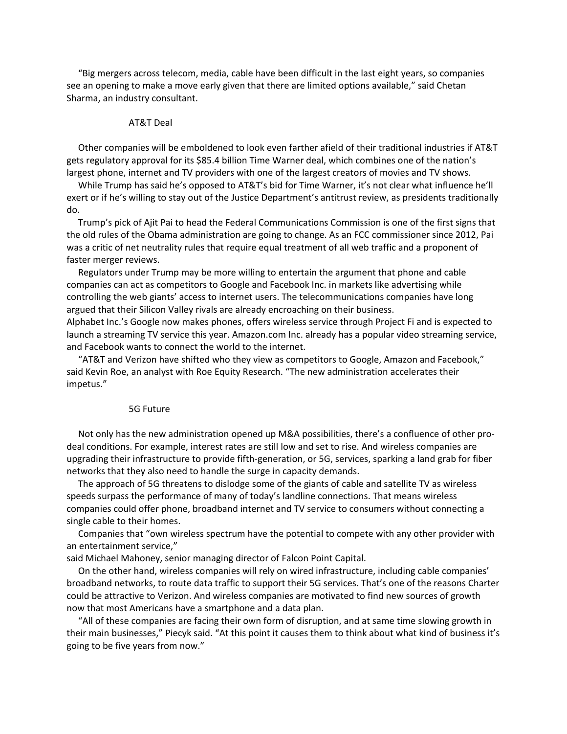"Big mergers across telecom, media, cable have been difficult in the last eight years, so companies see an opening to make a move early given that there are limited options available," said Chetan Sharma, an industry consultant.

## AT&T Deal

Other companies will be emboldened to look even farther afield of their traditional industries if AT&T gets regulatory approval for its $85.4 billion Time Warner deal, which combines one of the nation's largest phone, internet and TV providers with one of the largest creators of movies and TV shows.

While Trump has said he's opposed to AT&T's bid for Time Warner, it's not clear what influence he'll exert or if he's willing to stay out of the Justice Department's antitrust review, as presidents traditionally do.

Trump's pick of Ajit Pai to head the Federal Communications Commission is one of the first signs that the old rules of the Obama administration are going to change. As an FCC commissioner since 2012, Pai was a critic of net neutrality rules that require equal treatment of all web traffic and a proponent of faster merger reviews.

Regulators under Trump may be more willing to entertain the argument that phone and cable companies can act as competitors to Google and Facebook Inc. in markets like advertising while controlling the web giants' access to internet users. The telecommunications companies have long argued that their Silicon Valley rivals are already encroaching on their business.

Alphabet Inc.'s Google now makes phones, offers wireless service through Project Fi and is expected to launch a streaming TV service this year. Amazon.com Inc. already has a popular video streaming service, and Facebook wants to connect the world to the internet.

"AT&T and Verizon have shifted who they view as competitors to Google, Amazon and Facebook," said Kevin Roe, an analyst with Roe Equity Research. "The new administration accelerates their impetus."

## 5G Future

Not only has the new administration opened up M&A possibilities, there's a confluence of other pro-deal conditions. For example, interest rates are still low and set to rise. And wireless companies are upgrading their infrastructure to provide fifth-generation, or 5G, services, sparking a land grab for fiber networks that they also need to handle the surge in capacity demands.

The approach of 5G threatens to dislodge some of the giants of cable and satellite TV as wireless speeds surpass the performance of many of today's landline connections. That means wireless companies could offer phone, broadband internet and TV service to consumers without connecting a single cable to their homes.

Companies that "own wireless spectrum have the potential to compete with any other provider with an entertainment service," said Michael Mahoney, senior managing director of Falcon Point Capital.

On the other hand, wireless companies will rely on wired infrastructure, including cable companies' broadband networks, to route data traffic to support their 5G services. That's one of the reasons Charter could be attractive to Verizon. And wireless companies are motivated to find new sources of growth now that most Americans have a smartphone and a data plan.

"All of these companies are facing their own form of disruption, and at same time slowing growth in their main businesses," Piecyk said. "At this point it causes them to think about what kind of business it's going to be five years from now."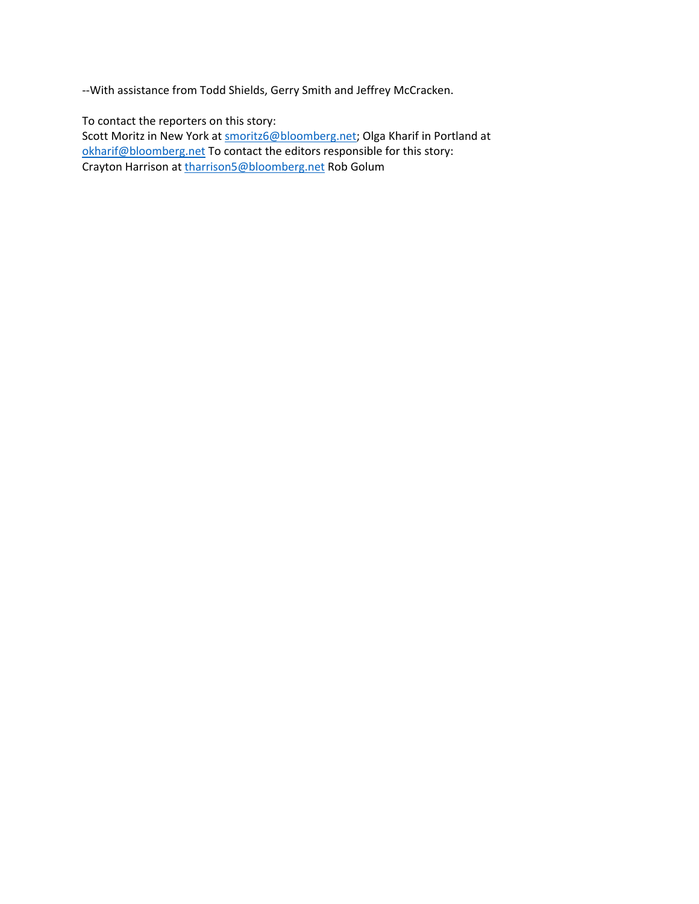--With assistance from Todd Shields, Gerry Smith and Jeffrey McCracken.

To contact the reporters on this story:
Scott Moritz in New York at smoritz6@bloomberg.net; Olga Kharif in Portland at okharif@bloomberg.net To contact the editors responsible for this story:
Crayton Harrison at tharrison5@bloomberg.net Rob Golum